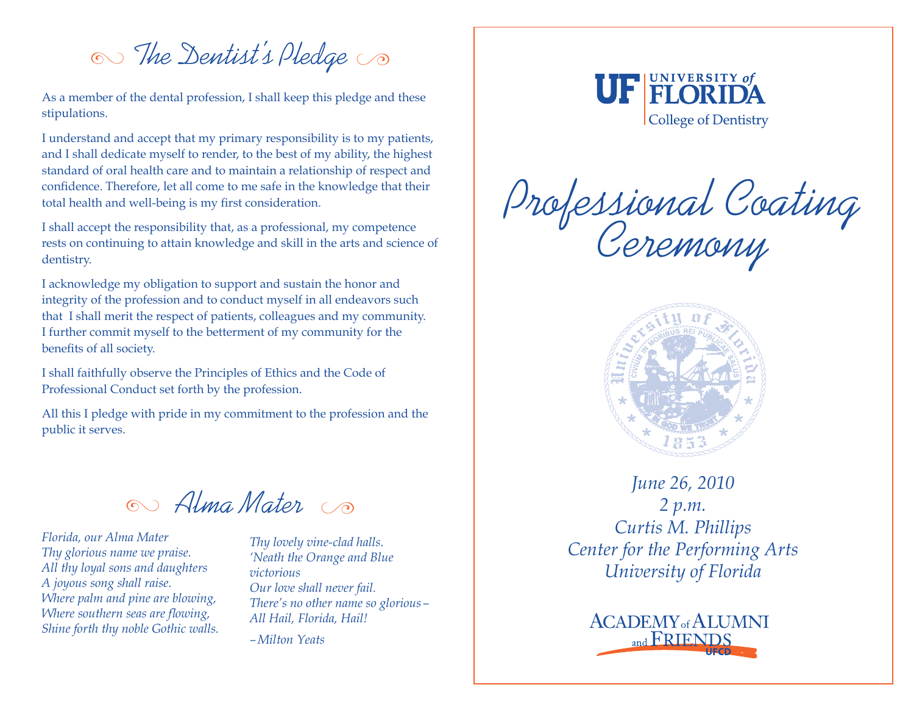## The Dentist's Pledge

As a member of the dental profession, I shall keep this pledge and these stipulations.

I understand and accept that my primary responsibility is to my patients, and I shall dedicate myself to render, to the best of my ability, the highest standard of oral health care and to maintain a relationship of respect and confidence. Therefore, let all come to me safe in the knowledge that their total health and well-being is my first consideration.

I shall accept the responsibility that, as a professional, my competence rests on continuing to attain knowledge and skill in the arts and science of dentistry.

I acknowledge my obligation to support and sustain the honor and integrity of the profession and to conduct myself in all endeavors such that I shall merit the respect of patients, colleagues and my community. I further commit myself to the betterment of my community for the benefits of all society.

I shall faithfully observe the Principles of Ethics and the Code of Professional Conduct set forth by the profession.

All this I pledge with pride in my commitment to the profession and the public it serves.

## Alma Mater

*Florida, our Alma Mater*
*Thy glorious name we praise.*
*All thy loyal sons and daughters*
*A joyous song shall raise.*
*Where palm and pine are blowing,*
*Where southern seas are flowing,*
*Shine forth thy noble Gothic walls.*
*Thy lovely vine-clad halls.*
*'Neath the Orange and Blue victorious*
*Our love shall never fail.*
*There's no other name so glorious –*
*All Hail, Florida, Hail!*

*– Milton Yeats*

UF UNIVERSITY of FLORIDA
College of Dentistry

# Professional Coating Ceremony

University of Florida
CIVIUM IN MORIBUS REI PUBLICAE SALUS
IN GOD WE TRUST
1853

*June 26, 2010*
*2 p.m.*
*Curtis M. Phillips*
*Center for the Performing Arts*
*University of Florida*

ACADEMY of ALUMNI and FRIENDS
UFCD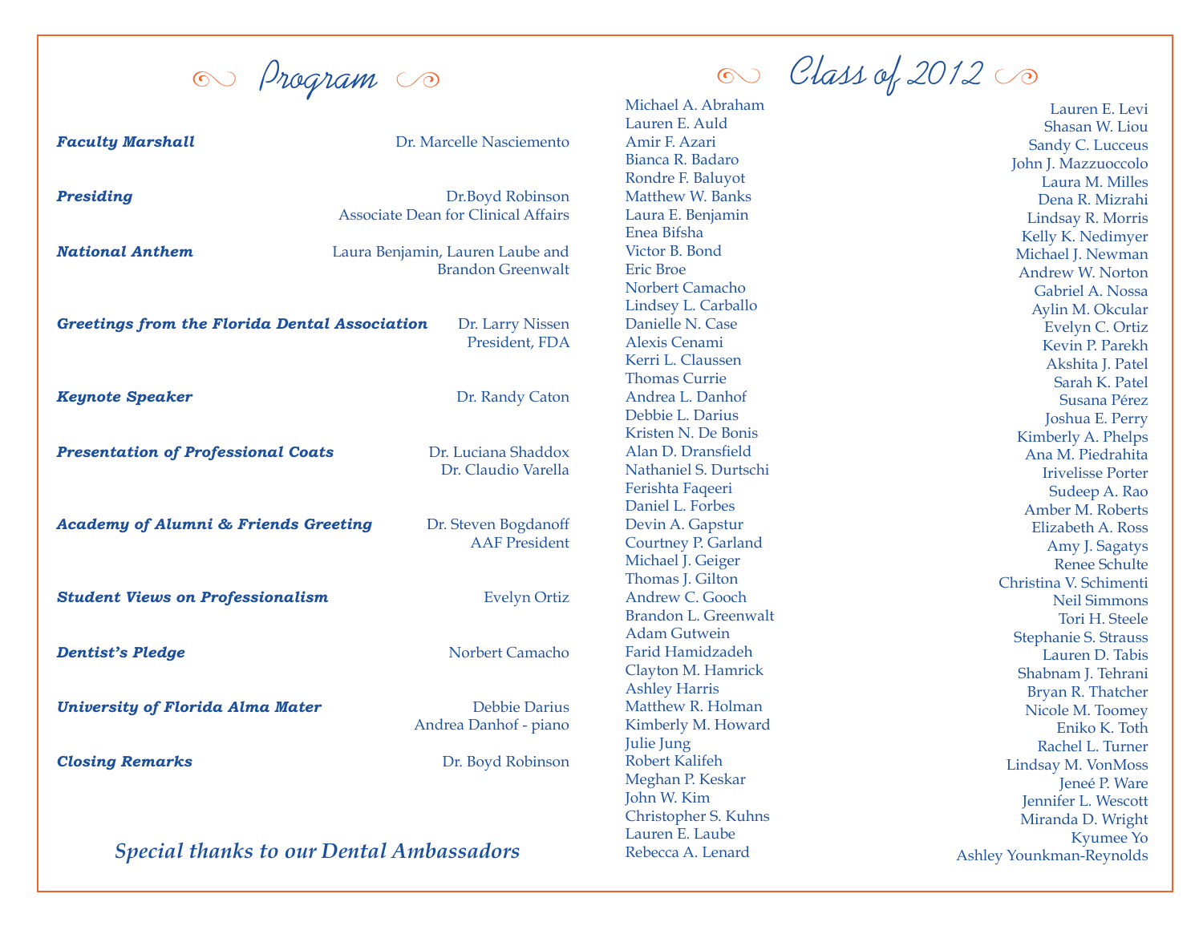## Program

***Faculty Marshall*** — Dr. Marcelle Nasciemento

***Presiding*** — Dr.Boyd Robinson
Associate Dean for Clinical Affairs

***National Anthem*** — Laura Benjamin, Lauren Laube and Brandon Greenwalt

***Greetings from the Florida Dental Association*** — Dr. Larry Nissen
President, FDA

***Keynote Speaker*** — Dr. Randy Caton

***Presentation of Professional Coats*** — Dr. Luciana Shaddox
Dr. Claudio Varella

***Academy of Alumni & Friends Greeting*** — Dr. Steven Bogdanoff
AAF President

***Student Views on Professionalism*** — Evelyn Ortiz

***Dentist's Pledge*** — Norbert Camacho

***University of Florida Alma Mater*** — Debbie Darius
Andrea Danhof - piano

***Closing Remarks*** — Dr. Boyd Robinson

***Special thanks to our Dental Ambassadors***

## Class of 2012

Michael A. Abraham
Lauren E. Auld
Amir F. Azari
Bianca R. Badaro
Rondre F. Baluyot
Matthew W. Banks
Laura E. Benjamin
Enea Bifsha
Victor B. Bond
Eric Broe
Norbert Camacho
Lindsey L. Carballo
Danielle N. Case
Alexis Cenami
Kerri L. Claussen
Thomas Currie
Andrea L. Danhof
Debbie L. Darius
Kristen N. De Bonis
Alan D. Dransfield
Nathaniel S. Durtschi
Ferishta Faqeeri
Daniel L. Forbes
Devin A. Gapstur
Courtney P. Garland
Michael J. Geiger
Thomas J. Gilton
Andrew C. Gooch
Brandon L. Greenwalt
Adam Gutwein
Farid Hamidzadeh
Clayton M. Hamrick
Ashley Harris
Matthew R. Holman
Kimberly M. Howard
Julie Jung
Robert Kalifeh
Meghan P. Keskar
John W. Kim
Christopher S. Kuhns
Lauren E. Laube
Rebecca A. Lenard
Lauren E. Levi
Shasan W. Liou
Sandy C. Lucceus
John J. Mazzuoccolo
Laura M. Milles
Dena R. Mizrahi
Lindsay R. Morris
Kelly K. Nedimyer
Michael J. Newman
Andrew W. Norton
Gabriel A. Nossa
Aylin M. Okcular
Evelyn C. Ortiz
Kevin P. Parekh
Akshita J. Patel
Sarah K. Patel
Susana Pérez
Joshua E. Perry
Kimberly A. Phelps
Ana M. Piedrahita
Irivelisse Porter
Sudeep A. Rao
Amber M. Roberts
Elizabeth A. Ross
Amy J. Sagatys
Renee Schulte
Christina V. Schimenti
Neil Simmons
Tori H. Steele
Stephanie S. Strauss
Lauren D. Tabis
Shabnam J. Tehrani
Bryan R. Thatcher
Nicole M. Toomey
Eniko K. Toth
Rachel L. Turner
Lindsay M. VonMoss
Jeneé P. Ware
Jennifer L. Wescott
Miranda D. Wright
Kyumee Yo
Ashley Younkman-Reynolds